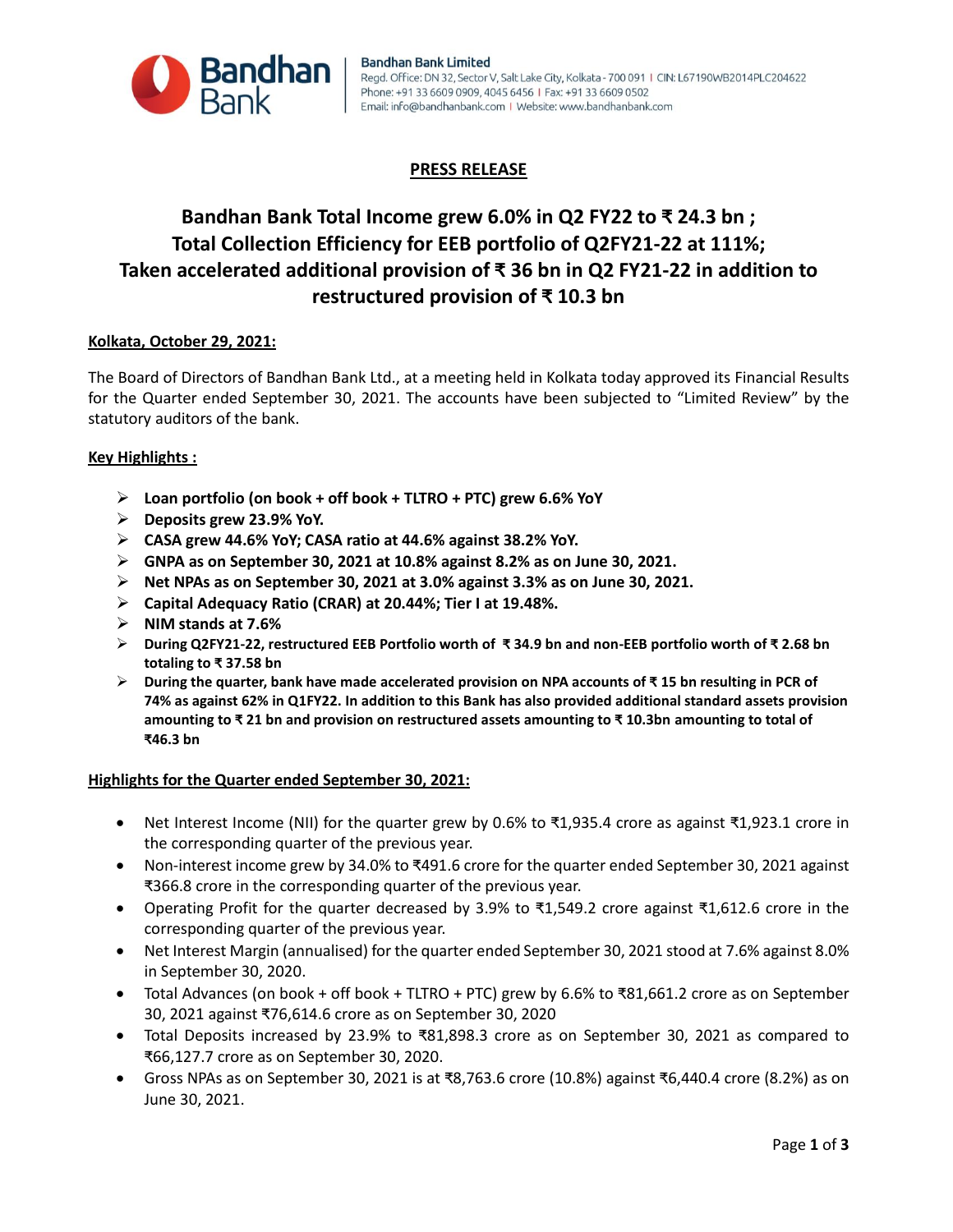Bandhan Bank Limited
Regd. Office: DN 32, Sector V, Salt Lake City, Kolkata - 700 091 | CIN: L67190WB2014PLC204622
Phone: +91 33 6609 0909, 4045 6456 | Fax: +91 33 6609 0502
Email: info@bandhanbank.com | Website: www.bandhanbank.com

## PRESS RELEASE

# Bandhan Bank Total Income grew 6.0% in Q2 FY22 to ₹ 24.3 bn ; Total Collection Efficiency for EEB portfolio of Q2FY21-22 at 111%; Taken accelerated additional provision of ₹ 36 bn in Q2 FY21-22 in addition to restructured provision of ₹ 10.3 bn

**Kolkata, October 29, 2021:**

The Board of Directors of Bandhan Bank Ltd., at a meeting held in Kolkata today approved its Financial Results for the Quarter ended September 30, 2021. The accounts have been subjected to "Limited Review" by the statutory auditors of the bank.

**Key Highlights :**

- **Loan portfolio (on book + off book + TLTRO + PTC) grew 6.6% YoY**
- **Deposits grew 23.9% YoY.**
- **CASA grew 44.6% YoY; CASA ratio at 44.6% against 38.2% YoY.**
- **GNPA as on September 30, 2021 at 10.8% against 8.2% as on June 30, 2021.**
- **Net NPAs as on September 30, 2021 at 3.0% against 3.3% as on June 30, 2021.**
- **Capital Adequacy Ratio (CRAR) at 20.44%; Tier I at 19.48%.**
- **NIM stands at 7.6%**
- **During Q2FY21-22, restructured EEB Portfolio worth of ₹ 34.9 bn and non-EEB portfolio worth of ₹ 2.68 bn totaling to ₹ 37.58 bn**
- **During the quarter, bank have made accelerated provision on NPA accounts of ₹ 15 bn resulting in PCR of 74% as against 62% in Q1FY22. In addition to this Bank has also provided additional standard assets provision amounting to ₹ 21 bn and provision on restructured assets amounting to ₹ 10.3bn amounting to total of ₹46.3 bn**

**Highlights for the Quarter ended September 30, 2021:**

- Net Interest Income (NII) for the quarter grew by 0.6% to ₹1,935.4 crore as against ₹1,923.1 crore in the corresponding quarter of the previous year.
- Non-interest income grew by 34.0% to ₹491.6 crore for the quarter ended September 30, 2021 against ₹366.8 crore in the corresponding quarter of the previous year.
- Operating Profit for the quarter decreased by 3.9% to ₹1,549.2 crore against ₹1,612.6 crore in the corresponding quarter of the previous year.
- Net Interest Margin (annualised) for the quarter ended September 30, 2021 stood at 7.6% against 8.0% in September 30, 2020.
- Total Advances (on book + off book + TLTRO + PTC) grew by 6.6% to ₹81,661.2 crore as on September 30, 2021 against ₹76,614.6 crore as on September 30, 2020
- Total Deposits increased by 23.9% to ₹81,898.3 crore as on September 30, 2021 as compared to ₹66,127.7 crore as on September 30, 2020.
- Gross NPAs as on September 30, 2021 is at ₹8,763.6 crore (10.8%) against ₹6,440.4 crore (8.2%) as on June 30, 2021.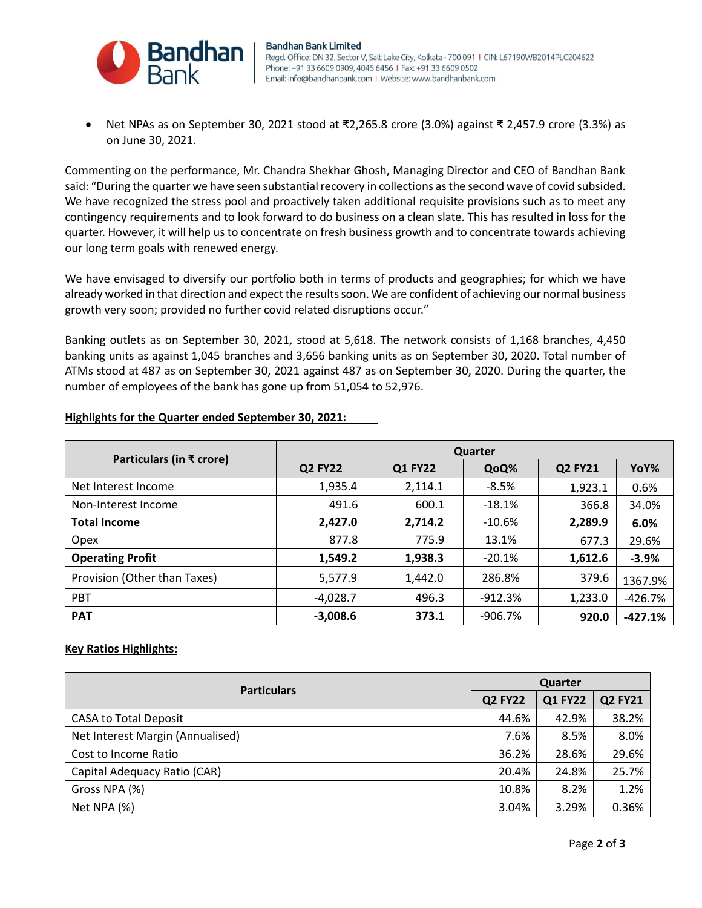- Net NPAs as on September 30, 2021 stood at ₹2,265.8 crore (3.0%) against ₹ 2,457.9 crore (3.3%) as on June 30, 2021.

Commenting on the performance, Mr. Chandra Shekhar Ghosh, Managing Director and CEO of Bandhan Bank said: "During the quarter we have seen substantial recovery in collections as the second wave of covid subsided. We have recognized the stress pool and proactively taken additional requisite provisions such as to meet any contingency requirements and to look forward to do business on a clean slate. This has resulted in loss for the quarter. However, it will help us to concentrate on fresh business growth and to concentrate towards achieving our long term goals with renewed energy.

We have envisaged to diversify our portfolio both in terms of products and geographies; for which we have already worked in that direction and expect the results soon. We are confident of achieving our normal business growth very soon; provided no further covid related disruptions occur."

Banking outlets as on September 30, 2021, stood at 5,618. The network consists of 1,168 branches, 4,450 banking units as against 1,045 branches and 3,656 banking units as on September 30, 2020. Total number of ATMs stood at 487 as on September 30, 2021 against 487 as on September 30, 2020. During the quarter, the number of employees of the bank has gone up from 51,054 to 52,976.

**Highlights for the Quarter ended September 30, 2021:**

| Particulars (in ₹ crore) | Quarter | | | | |
|---|---|---|---|---|---|
| | Q2 FY22 | Q1 FY22 | QoQ% | Q2 FY21 | YoY% |
| Net Interest Income | 1,935.4 | 2,114.1 | -8.5% | 1,923.1 | 0.6% |
| Non-Interest Income | 491.6 | 600.1 | -18.1% | 366.8 | 34.0% |
| **Total Income** | **2,427.0** | **2,714.2** | -10.6% | **2,289.9** | **6.0%** |
| Opex | 877.8 | 775.9 | 13.1% | 677.3 | 29.6% |
| **Operating Profit** | **1,549.2** | **1,938.3** | -20.1% | **1,612.6** | **-3.9%** |
| Provision (Other than Taxes) | 5,577.9 | 1,442.0 | 286.8% | 379.6 | 1367.9% |
| PBT | -4,028.7 | 496.3 | -912.3% | 1,233.0 | -426.7% |
| **PAT** | **-3,008.6** | **373.1** | -906.7% | **920.0** | **-427.1%** |

**Key Ratios Highlights:**

| Particulars | Quarter | | |
|---|---|---|---|
| | Q2 FY22 | Q1 FY22 | Q2 FY21 |
| CASA to Total Deposit | 44.6% | 42.9% | 38.2% |
| Net Interest Margin (Annualised) | 7.6% | 8.5% | 8.0% |
| Cost to Income Ratio | 36.2% | 28.6% | 29.6% |
| Capital Adequacy Ratio (CAR) | 20.4% | 24.8% | 25.7% |
| Gross NPA (%) | 10.8% | 8.2% | 1.2% |
| Net NPA (%) | 3.04% | 3.29% | 0.36% |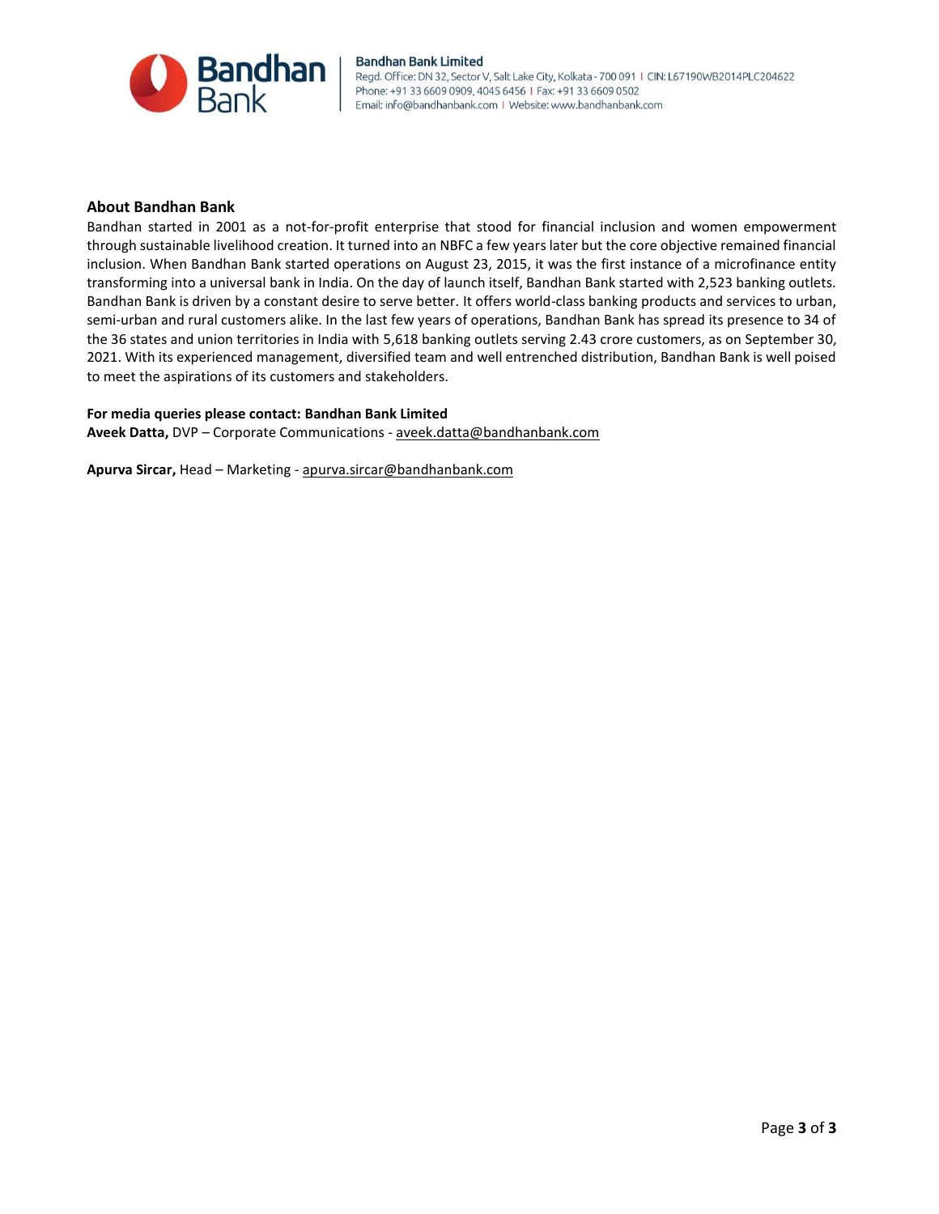## About Bandhan Bank

Bandhan started in 2001 as a not-for-profit enterprise that stood for financial inclusion and women empowerment through sustainable livelihood creation. It turned into an NBFC a few years later but the core objective remained financial inclusion. When Bandhan Bank started operations on August 23, 2015, it was the first instance of a microfinance entity transforming into a universal bank in India. On the day of launch itself, Bandhan Bank started with 2,523 banking outlets. Bandhan Bank is driven by a constant desire to serve better. It offers world-class banking products and services to urban, semi-urban and rural customers alike. In the last few years of operations, Bandhan Bank has spread its presence to 34 of the 36 states and union territories in India with 5,618 banking outlets serving 2.43 crore customers, as on September 30, 2021. With its experienced management, diversified team and well entrenched distribution, Bandhan Bank is well poised to meet the aspirations of its customers and stakeholders.

**For media queries please contact: Bandhan Bank Limited**
**Aveek Datta,** DVP – Corporate Communications - aveek.datta@bandhanbank.com

**Apurva Sircar,** Head – Marketing - apurva.sircar@bandhanbank.com